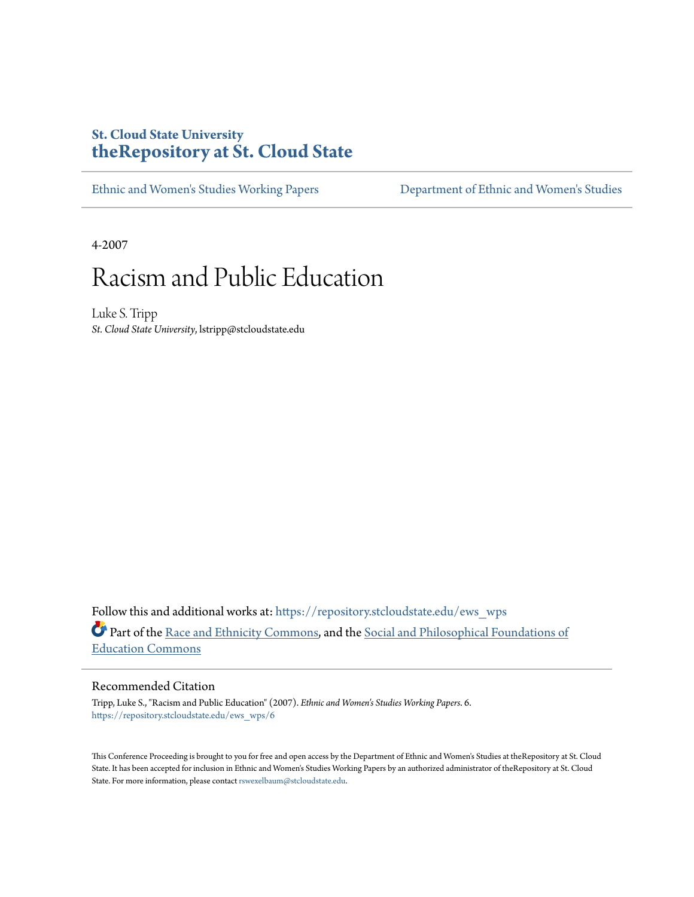St. Cloud State University

# theRepository at St. Cloud State

Ethnic and Women's Studies Working Papers

Department of Ethnic and Women's Studies

4-2007

# Racism and Public Education

Luke S. Tripp

*St. Cloud State University*, lstripp@stcloudstate.edu

Follow this and additional works at: https://repository.stcloudstate.edu/ews_wps

Part of the Race and Ethnicity Commons, and the Social and Philosophical Foundations of Education Commons

## Recommended Citation

Tripp, Luke S., "Racism and Public Education" (2007). *Ethnic and Women's Studies Working Papers*. 6.
https://repository.stcloudstate.edu/ews_wps/6

This Conference Proceeding is brought to you for free and open access by the Department of Ethnic and Women's Studies at theRepository at St. Cloud State. It has been accepted for inclusion in Ethnic and Women's Studies Working Papers by an authorized administrator of theRepository at St. Cloud State. For more information, please contact rswexelbaum@stcloudstate.edu.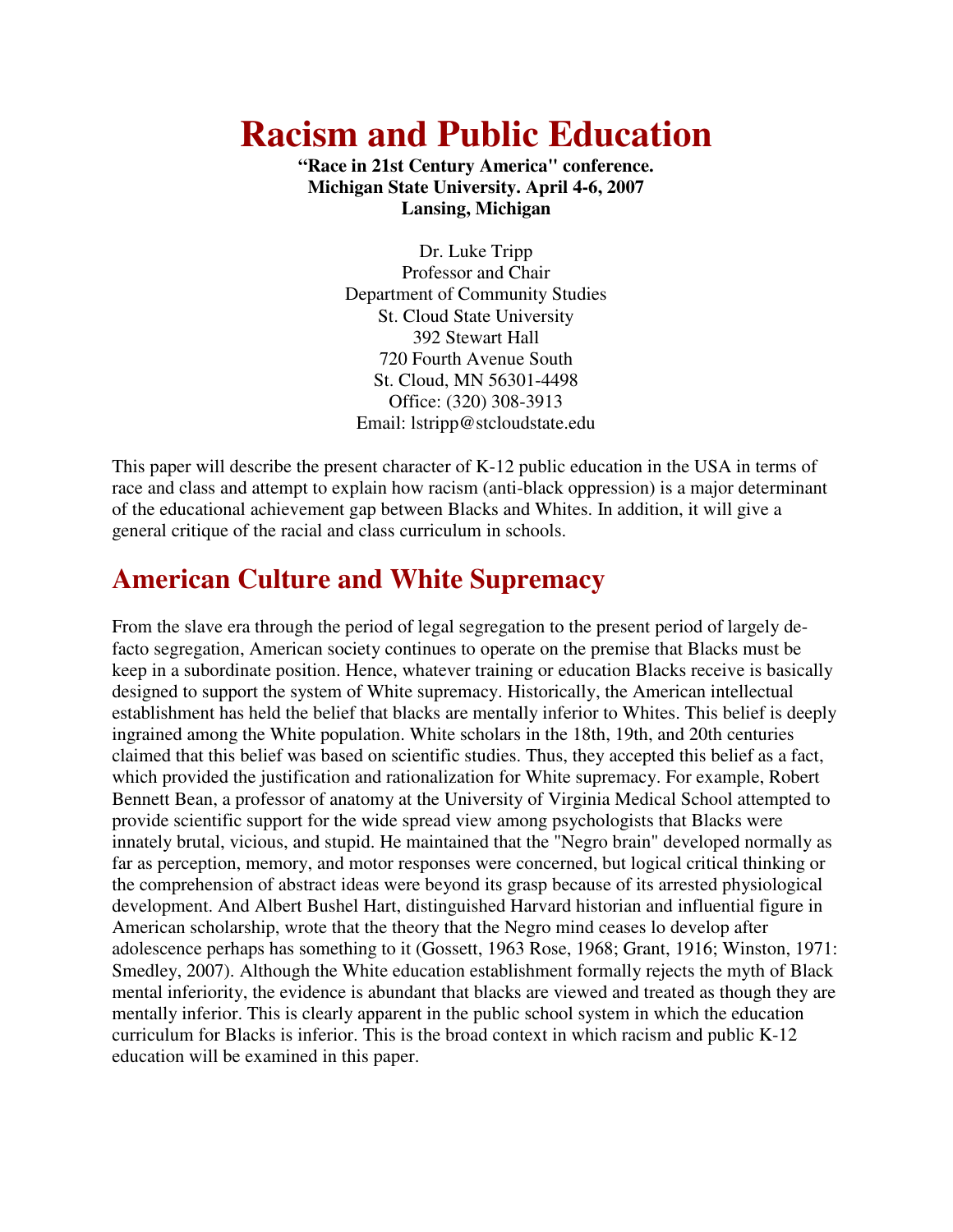# Racism and Public Education

**"Race in 21st Century America" conference.**
**Michigan State University. April 4-6, 2007**
**Lansing, Michigan**

Dr. Luke Tripp
Professor and Chair
Department of Community Studies
St. Cloud State University
392 Stewart Hall
720 Fourth Avenue South
St. Cloud, MN 56301-4498
Office: (320) 308-3913
Email: lstripp@stcloudstate.edu

This paper will describe the present character of K-12 public education in the USA in terms of race and class and attempt to explain how racism (anti-black oppression) is a major determinant of the educational achievement gap between Blacks and Whites. In addition, it will give a general critique of the racial and class curriculum in schools.

## American Culture and White Supremacy

From the slave era through the period of legal segregation to the present period of largely de-facto segregation, American society continues to operate on the premise that Blacks must be keep in a subordinate position. Hence, whatever training or education Blacks receive is basically designed to support the system of White supremacy. Historically, the American intellectual establishment has held the belief that blacks are mentally inferior to Whites. This belief is deeply ingrained among the White population. White scholars in the 18th, 19th, and 20th centuries claimed that this belief was based on scientific studies. Thus, they accepted this belief as a fact, which provided the justification and rationalization for White supremacy. For example, Robert Bennett Bean, a professor of anatomy at the University of Virginia Medical School attempted to provide scientific support for the wide spread view among psychologists that Blacks were innately brutal, vicious, and stupid. He maintained that the "Negro brain" developed normally as far as perception, memory, and motor responses were concerned, but logical critical thinking or the comprehension of abstract ideas were beyond its grasp because of its arrested physiological development. And Albert Bushel Hart, distinguished Harvard historian and influential figure in American scholarship, wrote that the theory that the Negro mind ceases lo develop after adolescence perhaps has something to it (Gossett, 1963 Rose, 1968; Grant, 1916; Winston, 1971: Smedley, 2007). Although the White education establishment formally rejects the myth of Black mental inferiority, the evidence is abundant that blacks are viewed and treated as though they are mentally inferior. This is clearly apparent in the public school system in which the education curriculum for Blacks is inferior. This is the broad context in which racism and public K-12 education will be examined in this paper.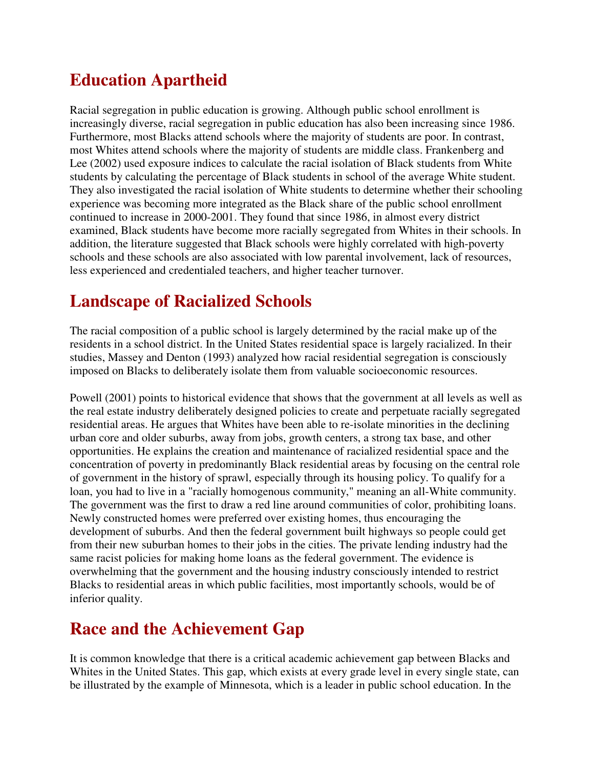## Education Apartheid

Racial segregation in public education is growing. Although public school enrollment is increasingly diverse, racial segregation in public education has also been increasing since 1986. Furthermore, most Blacks attend schools where the majority of students are poor. In contrast, most Whites attend schools where the majority of students are middle class. Frankenberg and Lee (2002) used exposure indices to calculate the racial isolation of Black students from White students by calculating the percentage of Black students in school of the average White student. They also investigated the racial isolation of White students to determine whether their schooling experience was becoming more integrated as the Black share of the public school enrollment continued to increase in 2000-2001. They found that since 1986, in almost every district examined, Black students have become more racially segregated from Whites in their schools. In addition, the literature suggested that Black schools were highly correlated with high-poverty schools and these schools are also associated with low parental involvement, lack of resources, less experienced and credentialed teachers, and higher teacher turnover.

## Landscape of Racialized Schools

The racial composition of a public school is largely determined by the racial make up of the residents in a school district. In the United States residential space is largely racialized. In their studies, Massey and Denton (1993) analyzed how racial residential segregation is consciously imposed on Blacks to deliberately isolate them from valuable socioeconomic resources.

Powell (2001) points to historical evidence that shows that the government at all levels as well as the real estate industry deliberately designed policies to create and perpetuate racially segregated residential areas. He argues that Whites have been able to re-isolate minorities in the declining urban core and older suburbs, away from jobs, growth centers, a strong tax base, and other opportunities. He explains the creation and maintenance of racialized residential space and the concentration of poverty in predominantly Black residential areas by focusing on the central role of government in the history of sprawl, especially through its housing policy. To qualify for a loan, you had to live in a "racially homogenous community," meaning an all-White community. The government was the first to draw a red line around communities of color, prohibiting loans. Newly constructed homes were preferred over existing homes, thus encouraging the development of suburbs. And then the federal government built highways so people could get from their new suburban homes to their jobs in the cities. The private lending industry had the same racist policies for making home loans as the federal government. The evidence is overwhelming that the government and the housing industry consciously intended to restrict Blacks to residential areas in which public facilities, most importantly schools, would be of inferior quality.

## Race and the Achievement Gap

It is common knowledge that there is a critical academic achievement gap between Blacks and Whites in the United States. This gap, which exists at every grade level in every single state, can be illustrated by the example of Minnesota, which is a leader in public school education. In the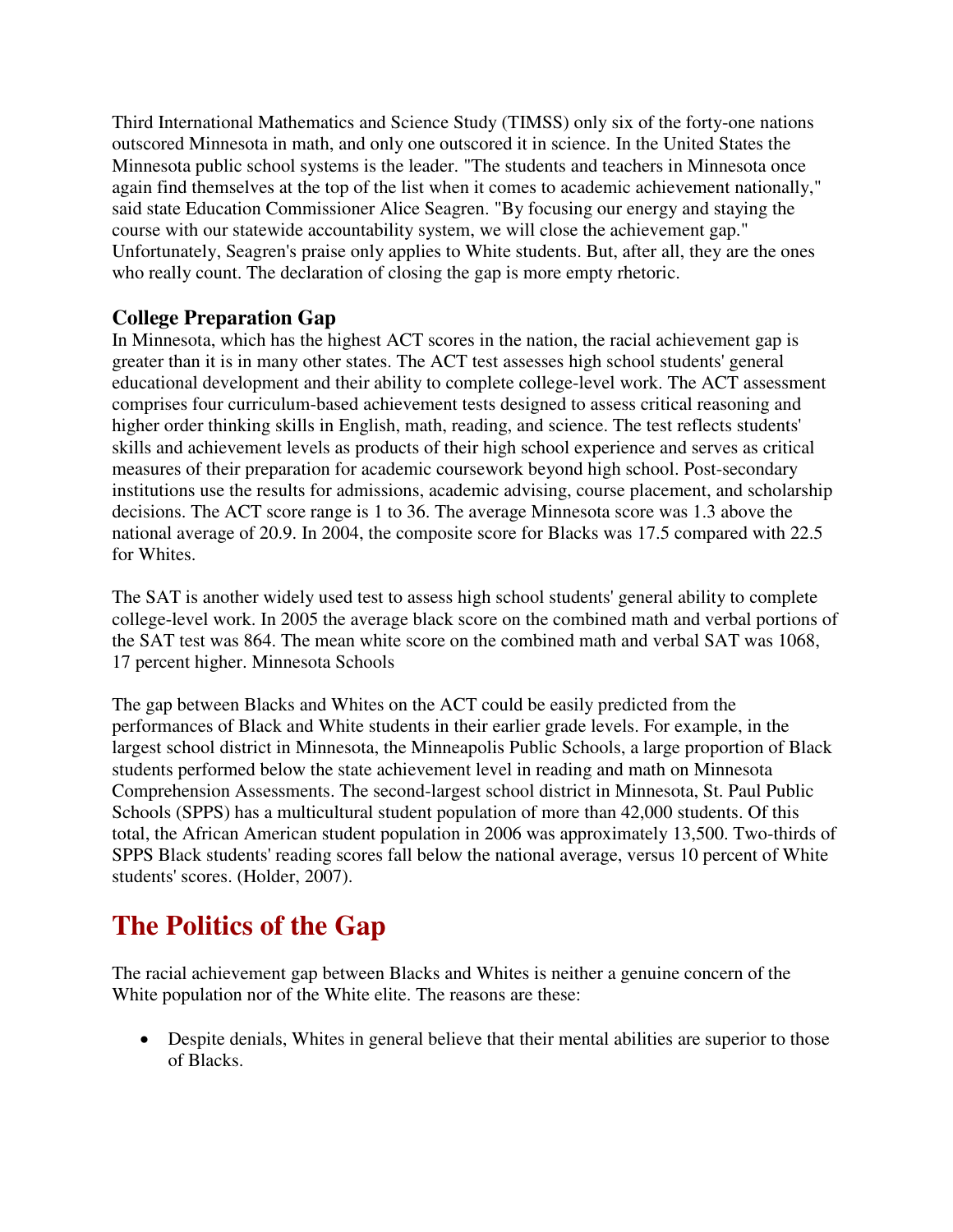Third International Mathematics and Science Study (TIMSS) only six of the forty-one nations outscored Minnesota in math, and only one outscored it in science. In the United States the Minnesota public school systems is the leader. "The students and teachers in Minnesota once again find themselves at the top of the list when it comes to academic achievement nationally," said state Education Commissioner Alice Seagren. "By focusing our energy and staying the course with our statewide accountability system, we will close the achievement gap." Unfortunately, Seagren's praise only applies to White students. But, after all, they are the ones who really count. The declaration of closing the gap is more empty rhetoric.

### College Preparation Gap

In Minnesota, which has the highest ACT scores in the nation, the racial achievement gap is greater than it is in many other states. The ACT test assesses high school students' general educational development and their ability to complete college-level work. The ACT assessment comprises four curriculum-based achievement tests designed to assess critical reasoning and higher order thinking skills in English, math, reading, and science. The test reflects students' skills and achievement levels as products of their high school experience and serves as critical measures of their preparation for academic coursework beyond high school. Post-secondary institutions use the results for admissions, academic advising, course placement, and scholarship decisions. The ACT score range is 1 to 36. The average Minnesota score was 1.3 above the national average of 20.9. In 2004, the composite score for Blacks was 17.5 compared with 22.5 for Whites.

The SAT is another widely used test to assess high school students' general ability to complete college-level work. In 2005 the average black score on the combined math and verbal portions of the SAT test was 864. The mean white score on the combined math and verbal SAT was 1068, 17 percent higher. Minnesota Schools

The gap between Blacks and Whites on the ACT could be easily predicted from the performances of Black and White students in their earlier grade levels. For example, in the largest school district in Minnesota, the Minneapolis Public Schools, a large proportion of Black students performed below the state achievement level in reading and math on Minnesota Comprehension Assessments. The second-largest school district in Minnesota, St. Paul Public Schools (SPPS) has a multicultural student population of more than 42,000 students. Of this total, the African American student population in 2006 was approximately 13,500. Two-thirds of SPPS Black students' reading scores fall below the national average, versus 10 percent of White students' scores. (Holder, 2007).

## The Politics of the Gap

The racial achievement gap between Blacks and Whites is neither a genuine concern of the White population nor of the White elite. The reasons are these:

- Despite denials, Whites in general believe that their mental abilities are superior to those of Blacks.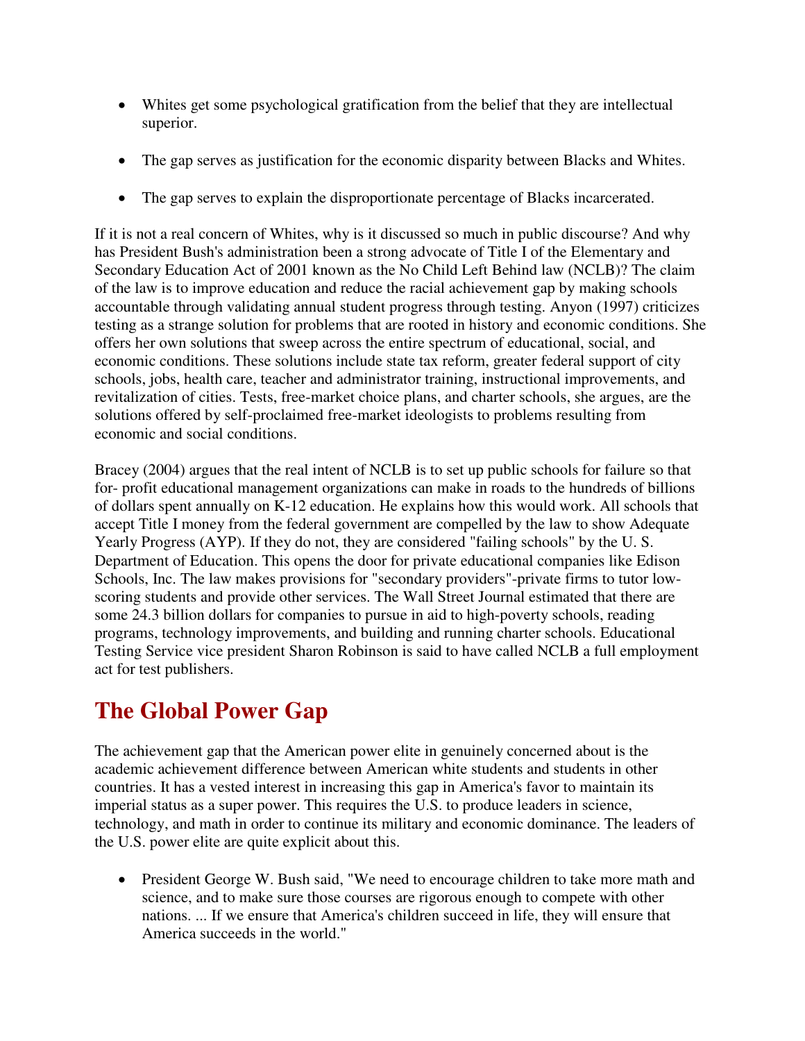- Whites get some psychological gratification from the belief that they are intellectual superior.
- The gap serves as justification for the economic disparity between Blacks and Whites.
- The gap serves to explain the disproportionate percentage of Blacks incarcerated.

If it is not a real concern of Whites, why is it discussed so much in public discourse? And why has President Bush's administration been a strong advocate of Title I of the Elementary and Secondary Education Act of 2001 known as the No Child Left Behind law (NCLB)? The claim of the law is to improve education and reduce the racial achievement gap by making schools accountable through validating annual student progress through testing. Anyon (1997) criticizes testing as a strange solution for problems that are rooted in history and economic conditions. She offers her own solutions that sweep across the entire spectrum of educational, social, and economic conditions. These solutions include state tax reform, greater federal support of city schools, jobs, health care, teacher and administrator training, instructional improvements, and revitalization of cities. Tests, free-market choice plans, and charter schools, she argues, are the solutions offered by self-proclaimed free-market ideologists to problems resulting from economic and social conditions.

Bracey (2004) argues that the real intent of NCLB is to set up public schools for failure so that for- profit educational management organizations can make in roads to the hundreds of billions of dollars spent annually on K-12 education. He explains how this would work. All schools that accept Title I money from the federal government are compelled by the law to show Adequate Yearly Progress (AYP). If they do not, they are considered "failing schools" by the U. S. Department of Education. This opens the door for private educational companies like Edison Schools, Inc. The law makes provisions for "secondary providers"-private firms to tutor low-scoring students and provide other services. The Wall Street Journal estimated that there are some 24.3 billion dollars for companies to pursue in aid to high-poverty schools, reading programs, technology improvements, and building and running charter schools. Educational Testing Service vice president Sharon Robinson is said to have called NCLB a full employment act for test publishers.

## The Global Power Gap

The achievement gap that the American power elite in genuinely concerned about is the academic achievement difference between American white students and students in other countries. It has a vested interest in increasing this gap in America's favor to maintain its imperial status as a super power. This requires the U.S. to produce leaders in science, technology, and math in order to continue its military and economic dominance. The leaders of the U.S. power elite are quite explicit about this.

- President George W. Bush said, "We need to encourage children to take more math and science, and to make sure those courses are rigorous enough to compete with other nations. ... If we ensure that America's children succeed in life, they will ensure that America succeeds in the world."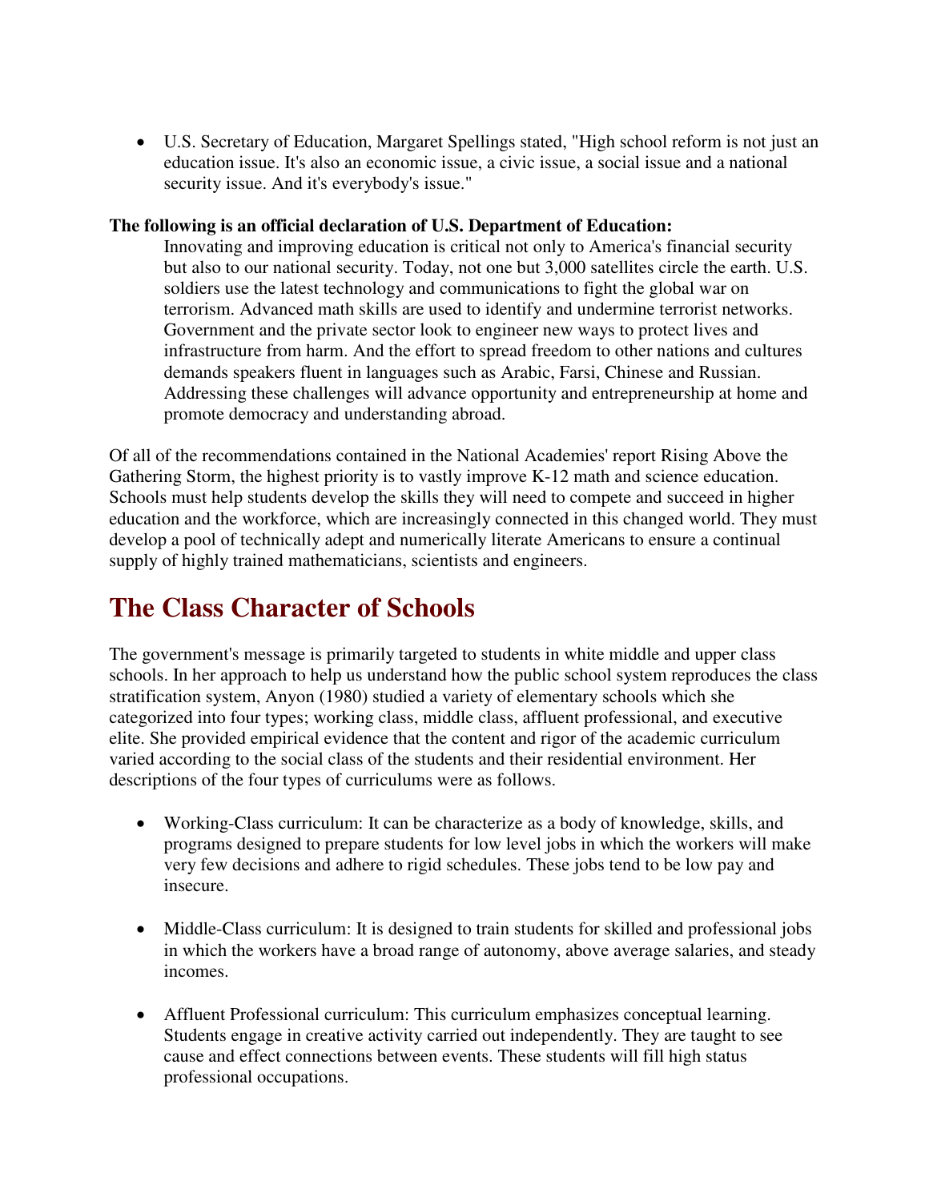- U.S. Secretary of Education, Margaret Spellings stated, "High school reform is not just an education issue. It's also an economic issue, a civic issue, a social issue and a national security issue. And it's everybody's issue."

**The following is an official declaration of U.S. Department of Education:**

> Innovating and improving education is critical not only to America's financial security but also to our national security. Today, not one but 3,000 satellites circle the earth. U.S. soldiers use the latest technology and communications to fight the global war on terrorism. Advanced math skills are used to identify and undermine terrorist networks. Government and the private sector look to engineer new ways to protect lives and infrastructure from harm. And the effort to spread freedom to other nations and cultures demands speakers fluent in languages such as Arabic, Farsi, Chinese and Russian. Addressing these challenges will advance opportunity and entrepreneurship at home and promote democracy and understanding abroad.

Of all of the recommendations contained in the National Academies' report Rising Above the Gathering Storm, the highest priority is to vastly improve K-12 math and science education. Schools must help students develop the skills they will need to compete and succeed in higher education and the workforce, which are increasingly connected in this changed world. They must develop a pool of technically adept and numerically literate Americans to ensure a continual supply of highly trained mathematicians, scientists and engineers.

## The Class Character of Schools

The government's message is primarily targeted to students in white middle and upper class schools. In her approach to help us understand how the public school system reproduces the class stratification system, Anyon (1980) studied a variety of elementary schools which she categorized into four types; working class, middle class, affluent professional, and executive elite. She provided empirical evidence that the content and rigor of the academic curriculum varied according to the social class of the students and their residential environment. Her descriptions of the four types of curriculums were as follows.

- Working-Class curriculum: It can be characterize as a body of knowledge, skills, and programs designed to prepare students for low level jobs in which the workers will make very few decisions and adhere to rigid schedules. These jobs tend to be low pay and insecure.

- Middle-Class curriculum: It is designed to train students for skilled and professional jobs in which the workers have a broad range of autonomy, above average salaries, and steady incomes.

- Affluent Professional curriculum: This curriculum emphasizes conceptual learning. Students engage in creative activity carried out independently. They are taught to see cause and effect connections between events. These students will fill high status professional occupations.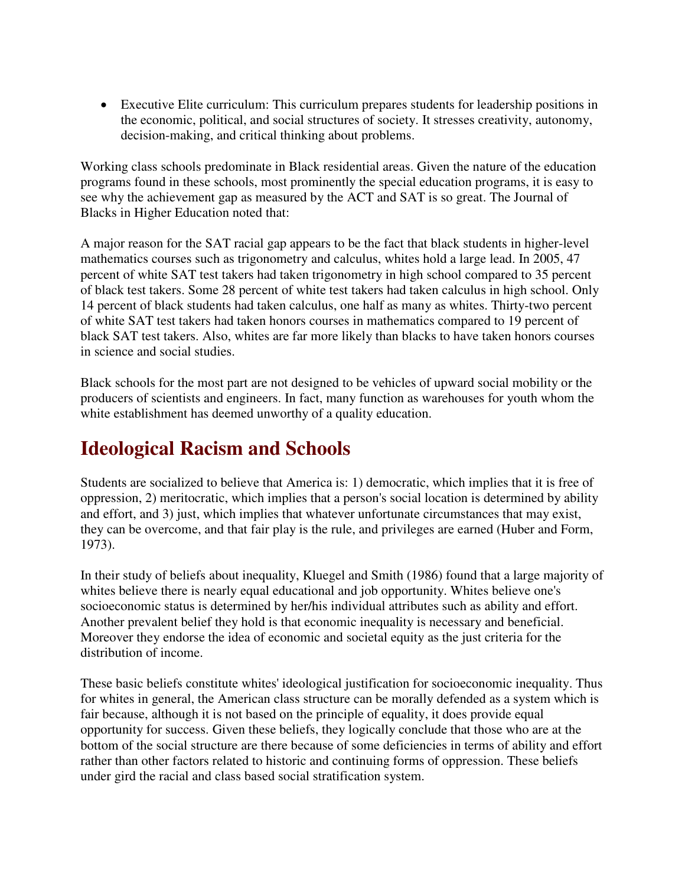- Executive Elite curriculum: This curriculum prepares students for leadership positions in the economic, political, and social structures of society. It stresses creativity, autonomy, decision-making, and critical thinking about problems.

Working class schools predominate in Black residential areas. Given the nature of the education programs found in these schools, most prominently the special education programs, it is easy to see why the achievement gap as measured by the ACT and SAT is so great. The Journal of Blacks in Higher Education noted that:

A major reason for the SAT racial gap appears to be the fact that black students in higher-level mathematics courses such as trigonometry and calculus, whites hold a large lead. In 2005, 47 percent of white SAT test takers had taken trigonometry in high school compared to 35 percent of black test takers. Some 28 percent of white test takers had taken calculus in high school. Only 14 percent of black students had taken calculus, one half as many as whites. Thirty-two percent of white SAT test takers had taken honors courses in mathematics compared to 19 percent of black SAT test takers. Also, whites are far more likely than blacks to have taken honors courses in science and social studies.

Black schools for the most part are not designed to be vehicles of upward social mobility or the producers of scientists and engineers. In fact, many function as warehouses for youth whom the white establishment has deemed unworthy of a quality education.

## Ideological Racism and Schools

Students are socialized to believe that America is: 1) democratic, which implies that it is free of oppression, 2) meritocratic, which implies that a person's social location is determined by ability and effort, and 3) just, which implies that whatever unfortunate circumstances that may exist, they can be overcome, and that fair play is the rule, and privileges are earned (Huber and Form, 1973).

In their study of beliefs about inequality, Kluegel and Smith (1986) found that a large majority of whites believe there is nearly equal educational and job opportunity. Whites believe one's socioeconomic status is determined by her/his individual attributes such as ability and effort. Another prevalent belief they hold is that economic inequality is necessary and beneficial. Moreover they endorse the idea of economic and societal equity as the just criteria for the distribution of income.

These basic beliefs constitute whites' ideological justification for socioeconomic inequality. Thus for whites in general, the American class structure can be morally defended as a system which is fair because, although it is not based on the principle of equality, it does provide equal opportunity for success. Given these beliefs, they logically conclude that those who are at the bottom of the social structure are there because of some deficiencies in terms of ability and effort rather than other factors related to historic and continuing forms of oppression. These beliefs under gird the racial and class based social stratification system.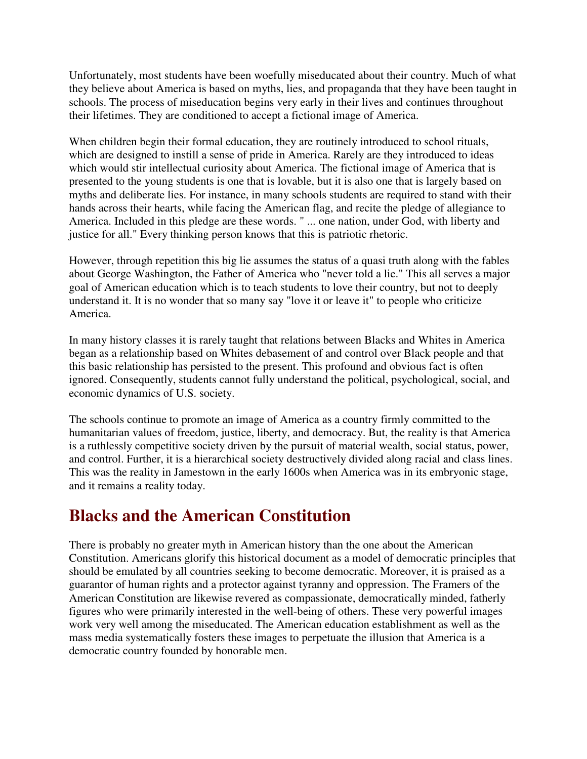Unfortunately, most students have been woefully miseducated about their country. Much of what they believe about America is based on myths, lies, and propaganda that they have been taught in schools. The process of miseducation begins very early in their lives and continues throughout their lifetimes. They are conditioned to accept a fictional image of America.

When children begin their formal education, they are routinely introduced to school rituals, which are designed to instill a sense of pride in America. Rarely are they introduced to ideas which would stir intellectual curiosity about America. The fictional image of America that is presented to the young students is one that is lovable, but it is also one that is largely based on myths and deliberate lies. For instance, in many schools students are required to stand with their hands across their hearts, while facing the American flag, and recite the pledge of allegiance to America. Included in this pledge are these words. " ... one nation, under God, with liberty and justice for all." Every thinking person knows that this is patriotic rhetoric.

However, through repetition this big lie assumes the status of a quasi truth along with the fables about George Washington, the Father of America who "never told a lie." This all serves a major goal of American education which is to teach students to love their country, but not to deeply understand it. It is no wonder that so many say "love it or leave it" to people who criticize America.

In many history classes it is rarely taught that relations between Blacks and Whites in America began as a relationship based on Whites debasement of and control over Black people and that this basic relationship has persisted to the present. This profound and obvious fact is often ignored. Consequently, students cannot fully understand the political, psychological, social, and economic dynamics of U.S. society.

The schools continue to promote an image of America as a country firmly committed to the humanitarian values of freedom, justice, liberty, and democracy. But, the reality is that America is a ruthlessly competitive society driven by the pursuit of material wealth, social status, power, and control. Further, it is a hierarchical society destructively divided along racial and class lines. This was the reality in Jamestown in the early 1600s when America was in its embryonic stage, and it remains a reality today.

## Blacks and the American Constitution

There is probably no greater myth in American history than the one about the American Constitution. Americans glorify this historical document as a model of democratic principles that should be emulated by all countries seeking to become democratic. Moreover, it is praised as a guarantor of human rights and a protector against tyranny and oppression. The Framers of the American Constitution are likewise revered as compassionate, democratically minded, fatherly figures who were primarily interested in the well-being of others. These very powerful images work very well among the miseducated. The American education establishment as well as the mass media systematically fosters these images to perpetuate the illusion that America is a democratic country founded by honorable men.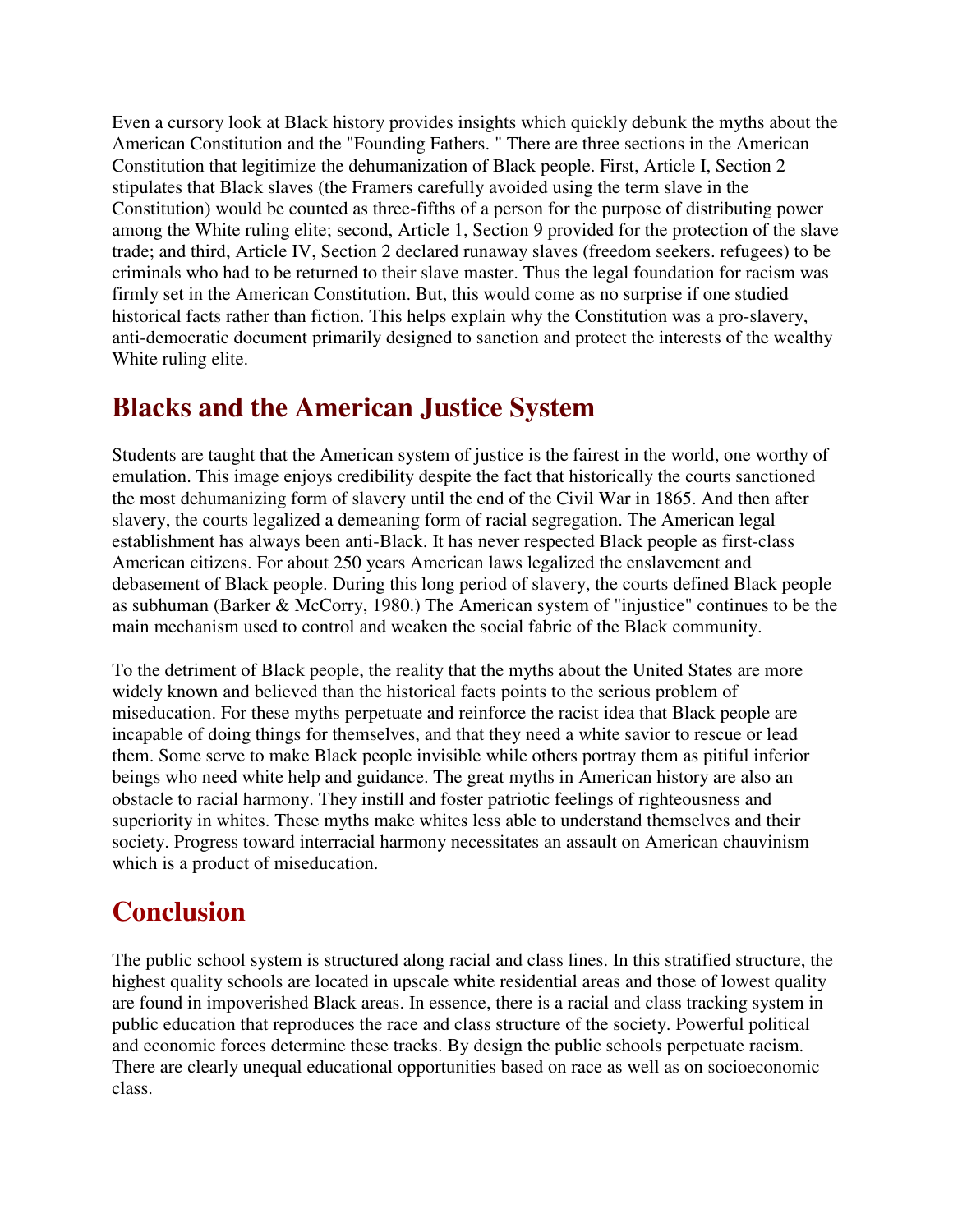Even a cursory look at Black history provides insights which quickly debunk the myths about the American Constitution and the "Founding Fathers. " There are three sections in the American Constitution that legitimize the dehumanization of Black people. First, Article I, Section 2 stipulates that Black slaves (the Framers carefully avoided using the term slave in the Constitution) would be counted as three-fifths of a person for the purpose of distributing power among the White ruling elite; second, Article 1, Section 9 provided for the protection of the slave trade; and third, Article IV, Section 2 declared runaway slaves (freedom seekers. refugees) to be criminals who had to be returned to their slave master. Thus the legal foundation for racism was firmly set in the American Constitution. But, this would come as no surprise if one studied historical facts rather than fiction. This helps explain why the Constitution was a pro-slavery, anti-democratic document primarily designed to sanction and protect the interests of the wealthy White ruling elite.

## Blacks and the American Justice System

Students are taught that the American system of justice is the fairest in the world, one worthy of emulation. This image enjoys credibility despite the fact that historically the courts sanctioned the most dehumanizing form of slavery until the end of the Civil War in 1865. And then after slavery, the courts legalized a demeaning form of racial segregation. The American legal establishment has always been anti-Black. It has never respected Black people as first-class American citizens. For about 250 years American laws legalized the enslavement and debasement of Black people. During this long period of slavery, the courts defined Black people as subhuman (Barker & McCorry, 1980.) The American system of "injustice" continues to be the main mechanism used to control and weaken the social fabric of the Black community.

To the detriment of Black people, the reality that the myths about the United States are more widely known and believed than the historical facts points to the serious problem of miseducation. For these myths perpetuate and reinforce the racist idea that Black people are incapable of doing things for themselves, and that they need a white savior to rescue or lead them. Some serve to make Black people invisible while others portray them as pitiful inferior beings who need white help and guidance. The great myths in American history are also an obstacle to racial harmony. They instill and foster patriotic feelings of righteousness and superiority in whites. These myths make whites less able to understand themselves and their society. Progress toward interracial harmony necessitates an assault on American chauvinism which is a product of miseducation.

## Conclusion

The public school system is structured along racial and class lines. In this stratified structure, the highest quality schools are located in upscale white residential areas and those of lowest quality are found in impoverished Black areas. In essence, there is a racial and class tracking system in public education that reproduces the race and class structure of the society. Powerful political and economic forces determine these tracks. By design the public schools perpetuate racism. There are clearly unequal educational opportunities based on race as well as on socioeconomic class.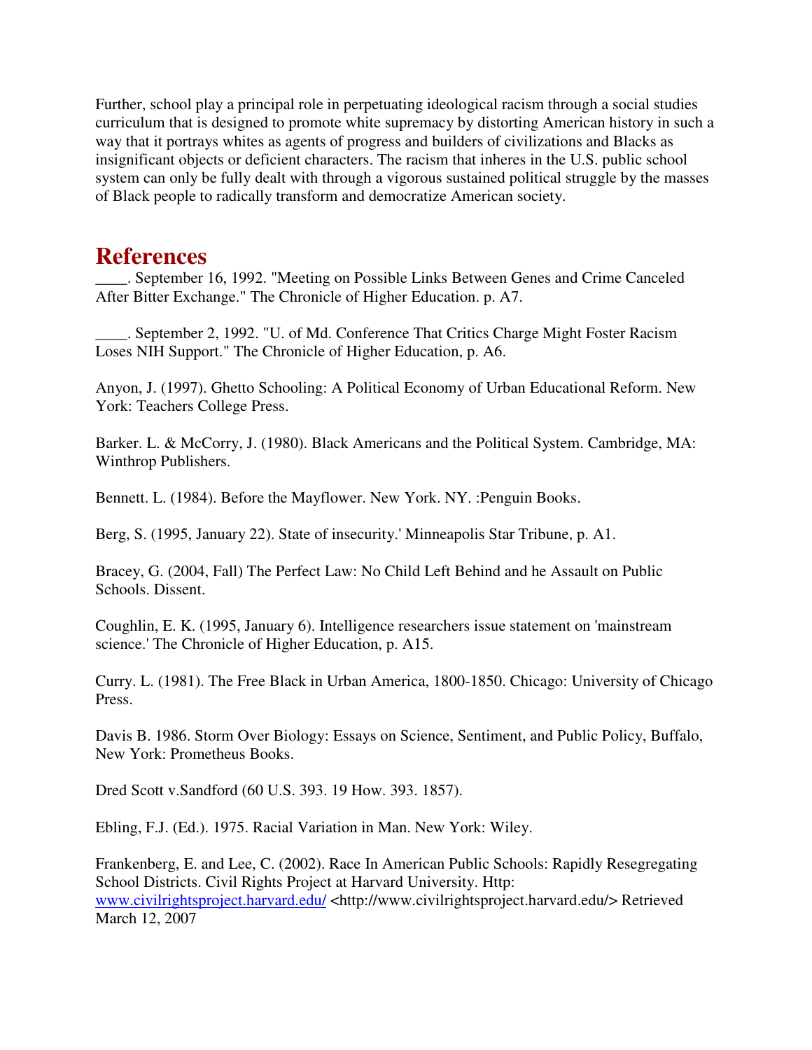Further, school play a principal role in perpetuating ideological racism through a social studies curriculum that is designed to promote white supremacy by distorting American history in such a way that it portrays whites as agents of progress and builders of civilizations and Blacks as insignificant objects or deficient characters. The racism that inheres in the U.S. public school system can only be fully dealt with through a vigorous sustained political struggle by the masses of Black people to radically transform and democratize American society.

# References

____. September 16, 1992. "Meeting on Possible Links Between Genes and Crime Canceled After Bitter Exchange." The Chronicle of Higher Education. p. A7.

____. September 2, 1992. "U. of Md. Conference That Critics Charge Might Foster Racism Loses NIH Support." The Chronicle of Higher Education, p. A6.

Anyon, J. (1997). Ghetto Schooling: A Political Economy of Urban Educational Reform. New York: Teachers College Press.

Barker. L. & McCorry, J. (1980). Black Americans and the Political System. Cambridge, MA: Winthrop Publishers.

Bennett. L. (1984). Before the Mayflower. New York. NY. :Penguin Books.

Berg, S. (1995, January 22). State of insecurity.' Minneapolis Star Tribune, p. A1.

Bracey, G. (2004, Fall) The Perfect Law: No Child Left Behind and he Assault on Public Schools. Dissent.

Coughlin, E. K. (1995, January 6). Intelligence researchers issue statement on 'mainstream science.' The Chronicle of Higher Education, p. A15.

Curry. L. (1981). The Free Black in Urban America, 1800-1850. Chicago: University of Chicago Press.

Davis B. 1986. Storm Over Biology: Essays on Science, Sentiment, and Public Policy, Buffalo, New York: Prometheus Books.

Dred Scott v.Sandford (60 U.S. 393. 19 How. 393. 1857).

Ebling, F.J. (Ed.). 1975. Racial Variation in Man. New York: Wiley.

Frankenberg, E. and Lee, C. (2002). Race In American Public Schools: Rapidly Resegregating School Districts. Civil Rights Project at Harvard University. Http: www.civilrightsproject.harvard.edu/ <http://www.civilrightsproject.harvard.edu/> Retrieved March 12, 2007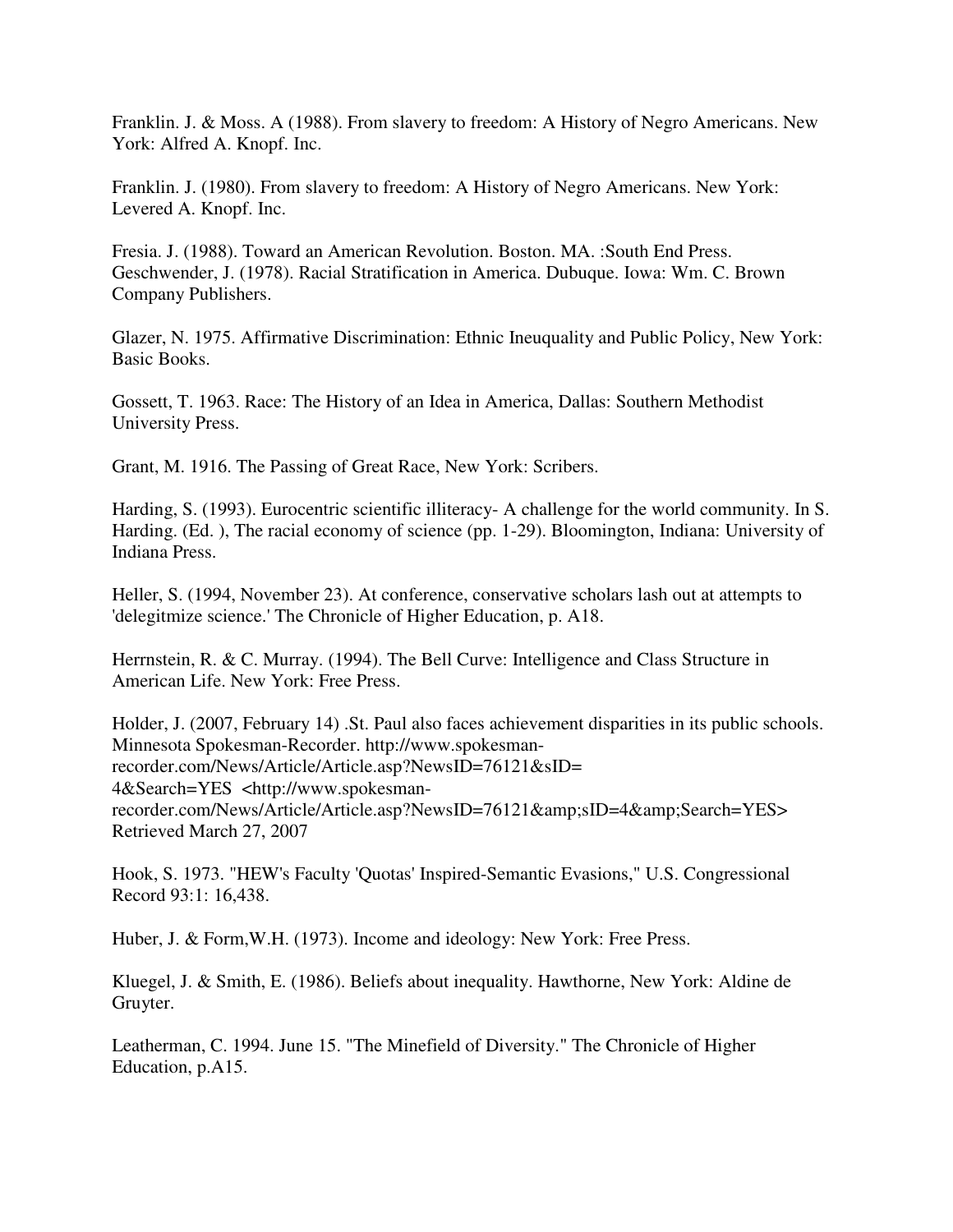Franklin. J. & Moss. A (1988). From slavery to freedom: A History of Negro Americans. New York: Alfred A. Knopf. Inc.

Franklin. J. (1980). From slavery to freedom: A History of Negro Americans. New York: Levered A. Knopf. Inc.

Fresia. J. (1988). Toward an American Revolution. Boston. MA. :South End Press.
Geschwender, J. (1978). Racial Stratification in America. Dubuque. Iowa: Wm. C. Brown Company Publishers.

Glazer, N. 1975. Affirmative Discrimination: Ethnic Ineuquality and Public Policy, New York: Basic Books.

Gossett, T. 1963. Race: The History of an Idea in America, Dallas: Southern Methodist University Press.

Grant, M. 1916. The Passing of Great Race, New York: Scribers.

Harding, S. (1993). Eurocentric scientific illiteracy- A challenge for the world community. In S. Harding. (Ed. ), The racial economy of science (pp. 1-29). Bloomington, Indiana: University of Indiana Press.

Heller, S. (1994, November 23). At conference, conservative scholars lash out at attempts to 'delegitmize science.' The Chronicle of Higher Education, p. A18.

Herrnstein, R. & C. Murray. (1994). The Bell Curve: Intelligence and Class Structure in American Life. New York: Free Press.

Holder, J. (2007, February 14) .St. Paul also faces achievement disparities in its public schools. Minnesota Spokesman-Recorder. http://www.spokesman-recorder.com/News/Article/Article.asp?NewsID=76121&sID=4&Search=YES <http://www.spokesman-recorder.com/News/Article/Article.asp?NewsID=76121&amp;sID=4&amp;Search=YES> Retrieved March 27, 2007

Hook, S. 1973. "HEW's Faculty 'Quotas' Inspired-Semantic Evasions," U.S. Congressional Record 93:1: 16,438.

Huber, J. & Form,W.H. (1973). Income and ideology: New York: Free Press.

Kluegel, J. & Smith, E. (1986). Beliefs about inequality. Hawthorne, New York: Aldine de Gruyter.

Leatherman, C. 1994. June 15. "The Minefield of Diversity." The Chronicle of Higher Education, p.A15.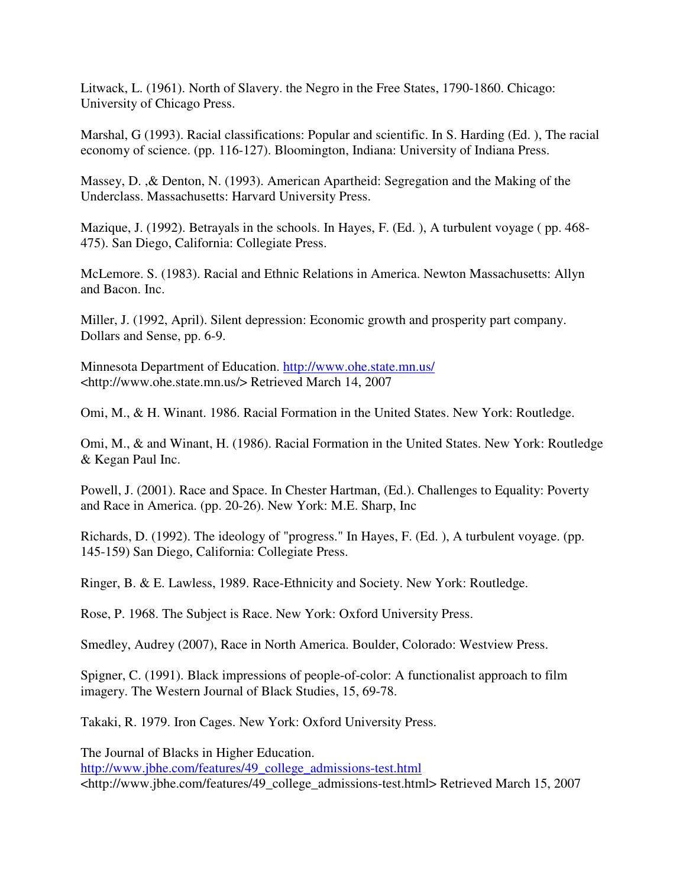Litwack, L. (1961). North of Slavery. the Negro in the Free States, 1790-1860. Chicago: University of Chicago Press.

Marshal, G (1993). Racial classifications: Popular and scientific. In S. Harding (Ed. ), The racial economy of science. (pp. 116-127). Bloomington, Indiana: University of Indiana Press.

Massey, D. ,& Denton, N. (1993). American Apartheid: Segregation and the Making of the Underclass. Massachusetts: Harvard University Press.

Mazique, J. (1992). Betrayals in the schools. In Hayes, F. (Ed. ), A turbulent voyage ( pp. 468-475). San Diego, California: Collegiate Press.

McLemore. S. (1983). Racial and Ethnic Relations in America. Newton Massachusetts: Allyn and Bacon. Inc.

Miller, J. (1992, April). Silent depression: Economic growth and prosperity part company. Dollars and Sense, pp. 6-9.

Minnesota Department of Education. http://www.ohe.state.mn.us/ <http://www.ohe.state.mn.us/> Retrieved March 14, 2007

Omi, M., & H. Winant. 1986. Racial Formation in the United States. New York: Routledge.

Omi, M., & and Winant, H. (1986). Racial Formation in the United States. New York: Routledge & Kegan Paul Inc.

Powell, J. (2001). Race and Space. In Chester Hartman, (Ed.). Challenges to Equality: Poverty and Race in America. (pp. 20-26). New York: M.E. Sharp, Inc

Richards, D. (1992). The ideology of "progress." In Hayes, F. (Ed. ), A turbulent voyage. (pp. 145-159) San Diego, California: Collegiate Press.

Ringer, B. & E. Lawless, 1989. Race-Ethnicity and Society. New York: Routledge.

Rose, P. 1968. The Subject is Race. New York: Oxford University Press.

Smedley, Audrey (2007), Race in North America. Boulder, Colorado: Westview Press.

Spigner, C. (1991). Black impressions of people-of-color: A functionalist approach to film imagery. The Western Journal of Black Studies, 15, 69-78.

Takaki, R. 1979. Iron Cages. New York: Oxford University Press.

The Journal of Blacks in Higher Education. http://www.jbhe.com/features/49_college_admissions-test.html <http://www.jbhe.com/features/49_college_admissions-test.html> Retrieved March 15, 2007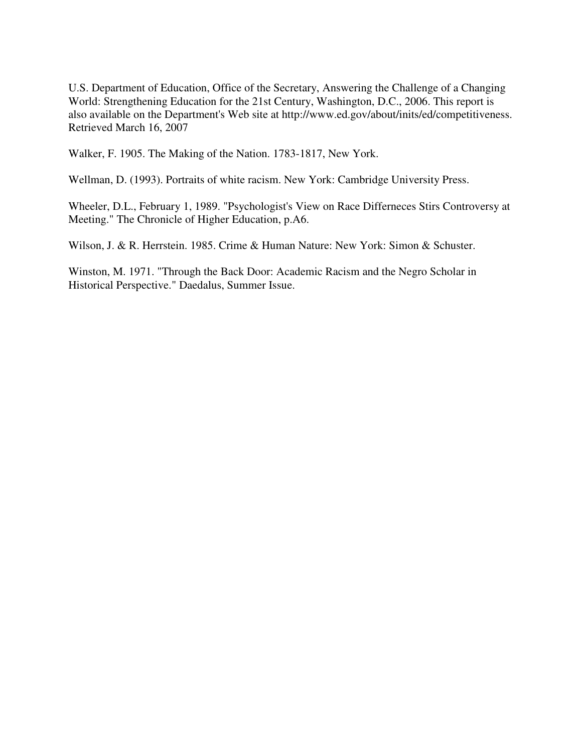U.S. Department of Education, Office of the Secretary, Answering the Challenge of a Changing World: Strengthening Education for the 21st Century, Washington, D.C., 2006. This report is also available on the Department's Web site at http://www.ed.gov/about/inits/ed/competitiveness. Retrieved March 16, 2007

Walker, F. 1905. The Making of the Nation. 1783-1817, New York.

Wellman, D. (1993). Portraits of white racism. New York: Cambridge University Press.

Wheeler, D.L., February 1, 1989. "Psychologist's View on Race Differneces Stirs Controversy at Meeting." The Chronicle of Higher Education, p.A6.

Wilson, J. & R. Herrstein. 1985. Crime & Human Nature: New York: Simon & Schuster.

Winston, M. 1971. "Through the Back Door: Academic Racism and the Negro Scholar in Historical Perspective." Daedalus, Summer Issue.